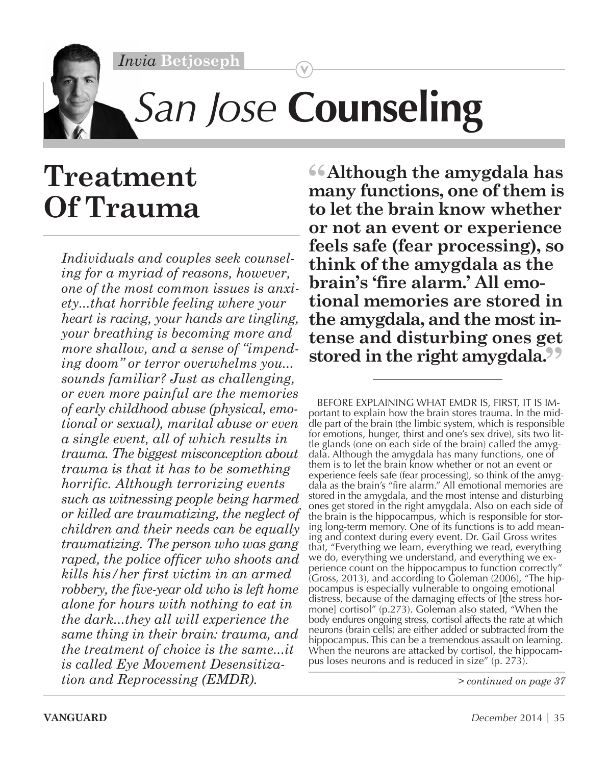*Invia* **Betjoseph**

# *San Jose* **Counseling**

## Treatment Of Trauma

*Individuals and couples seek counseling for a myriad of reasons, however, one of the most common issues is anxiety...that horrible feeling where your heart is racing, your hands are tingling, your breathing is becoming more and more shallow, and a sense of "impending doom" or terror overwhelms you... sounds familiar? Just as challenging, or even more painful are the memories of early childhood abuse (physical, emotional or sexual), marital abuse or even a single event, all of which results in trauma. The biggest misconception about trauma is that it has to be something horrific. Although terrorizing events such as witnessing people being harmed or killed are traumatizing, the neglect of children and their needs can be equally traumatizing. The person who was gang raped, the police officer who shoots and kills his/her first victim in an armed robbery, the five-year old who is left home alone for hours with nothing to eat in the dark...they all will experience the same thing in their brain: trauma, and the treatment of choice is the same...it is called Eye Movement Desensitization and Reprocessing (EMDR).*

> **"Although the amygdala has many functions, one of them is to let the brain know whether or not an event or experience feels safe (fear processing), so think of the amygdala as the brain's 'fire alarm.' All emotional memories are stored in the amygdala, and the most intense and disturbing ones get stored in the right amygdala."**

BEFORE EXPLAINING WHAT EMDR IS, FIRST, IT IS IMportant to explain how the brain stores trauma. In the middle part of the brain (the limbic system, which is responsible for emotions, hunger, thirst and one's sex drive), sits two little glands (one on each side of the brain) called the amygdala. Although the amygdala has many functions, one of them is to let the brain know whether or not an event or experience feels safe (fear processing), so think of the amygdala as the brain's "fire alarm." All emotional memories are stored in the amygdala, and the most intense and disturbing ones get stored in the right amygdala. Also on each side of the brain is the hippocampus, which is responsible for storing long-term memory. One of its functions is to add meaning and context during every event. Dr. Gail Gross writes that, "Everything we learn, everything we read, everything we do, everything we understand, and everything we experience count on the hippocampus to function correctly" (Gross, 2013), and according to Goleman (2006), "The hippocampus is especially vulnerable to ongoing emotional distress, because of the damaging effects of [the stress hormone] cortisol" (p.273). Goleman also stated, "When the body endures ongoing stress, cortisol affects the rate at which neurons (brain cells) are either added or subtracted from the hippocampus. This can be a tremendous assault on learning. When the neurons are attacked by cortisol, the hippocampus loses neurons and is reduced in size" (p. 273).

*> continued on page 37*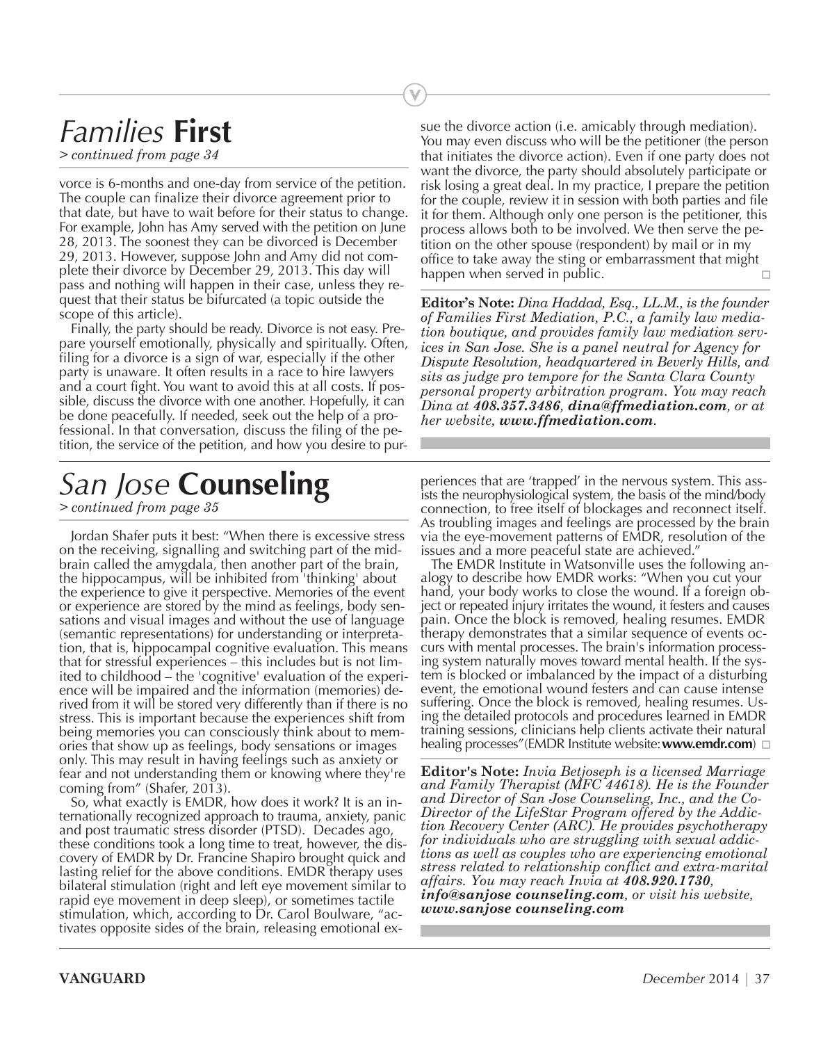# *Families* **First**

*> continued from page 34*

vorce is 6-months and one-day from service of the petition. The couple can finalize their divorce agreement prior to that date, but have to wait before for their status to change. For example, John has Amy served with the petition on June 28, 2013. The soonest they can be divorced is December 29, 2013. However, suppose John and Amy did not complete their divorce by December 29, 2013. This day will pass and nothing will happen in their case, unless they request that their status be bifurcated (a topic outside the scope of this article).

Finally, the party should be ready. Divorce is not easy. Prepare yourself emotionally, physically and spiritually. Often, filing for a divorce is a sign of war, especially if the other party is unaware. It often results in a race to hire lawyers and a court fight. You want to avoid this at all costs. If possible, discuss the divorce with one another. Hopefully, it can be done peacefully. If needed, seek out the help of a professional. In that conversation, discuss the filing of the petition, the service of the petition, and how you desire to pursue the divorce action (i.e. amicably through mediation). You may even discuss who will be the petitioner (the person that initiates the divorce action). Even if one party does not want the divorce, the party should absolutely participate or risk losing a great deal. In my practice, I prepare the petition for the couple, review it in session with both parties and file it for them. Although only one person is the petitioner, this process allows both to be involved. We then serve the petition on the other spouse (respondent) by mail or in my office to take away the sting or embarrassment that might happen when served in public. □

**Editor's Note:** *Dina Haddad, Esq., LL.M., is the founder of Families First Mediation, P.C., a family law mediation boutique, and provides family law mediation services in San Jose. She is a panel neutral for Agency for Dispute Resolution, headquartered in Beverly Hills, and sits as judge pro tempore for the Santa Clara County personal property arbitration program. You may reach Dina at* ***408.357.3486***, ***dina@ffmediation.com***, *or at her website,* ***www.ffmediation.com***.

# *San Jose* **Counseling**

*> continued from page 35*

Jordan Shafer puts it best: "When there is excessive stress on the receiving, signalling and switching part of the midbrain called the amygdala, then another part of the brain, the hippocampus, will be inhibited from 'thinking' about the experience to give it perspective. Memories of the event or experience are stored by the mind as feelings, body sensations and visual images and without the use of language (semantic representations) for understanding or interpretation, that is, hippocampal cognitive evaluation. This means that for stressful experiences – this includes but is not limited to childhood – the 'cognitive' evaluation of the experience will be impaired and the information (memories) derived from it will be stored very differently than if there is no stress. This is important because the experiences shift from being memories you can consciously think about to memories that show up as feelings, body sensations or images only. This may result in having feelings such as anxiety or fear and not understanding them or knowing where they're coming from" (Shafer, 2013).

So, what exactly is EMDR, how does it work? It is an internationally recognized approach to trauma, anxiety, panic and post traumatic stress disorder (PTSD). Decades ago, these conditions took a long time to treat, however, the discovery of EMDR by Dr. Francine Shapiro brought quick and lasting relief for the above conditions. EMDR therapy uses bilateral stimulation (right and left eye movement similar to rapid eye movement in deep sleep), or sometimes tactile stimulation, which, according to Dr. Carol Boulware, "activates opposite sides of the brain, releasing emotional experiences that are 'trapped' in the nervous system. This assists the neurophysiological system, the basis of the mind/body connection, to free itself of blockages and reconnect itself. As troubling images and feelings are processed by the brain via the eye-movement patterns of EMDR, resolution of the issues and a more peaceful state are achieved."

The EMDR Institute in Watsonville uses the following analogy to describe how EMDR works: "When you cut your hand, your body works to close the wound. If a foreign object or repeated injury irritates the wound, it festers and causes pain. Once the block is removed, healing resumes. EMDR therapy demonstrates that a similar sequence of events occurs with mental processes. The brain's information processing system naturally moves toward mental health. If the system is blocked or imbalanced by the impact of a disturbing event, the emotional wound festers and can cause intense suffering. Once the block is removed, healing resumes. Using the detailed protocols and procedures learned in EMDR training sessions, clinicians help clients activate their natural healing processes"(EMDR Institute website: **www.emdr.com**) □

**Editor's Note:** *Invia Betjoseph is a licensed Marriage and Family Therapist (MFC 44618). He is the Founder and Director of San Jose Counseling, Inc., and the Co-Director of the LifeStar Program offered by the Addiction Recovery Center (ARC). He provides psychotherapy for individuals who are struggling with sexual addictions as well as couples who are experiencing emotional stress related to relationship conflict and extra-marital affairs. You may reach Invia at* ***408.920.1730***, ***info@sanjose counseling.com***, *or visit his website,* ***www.sanjose counseling.com***